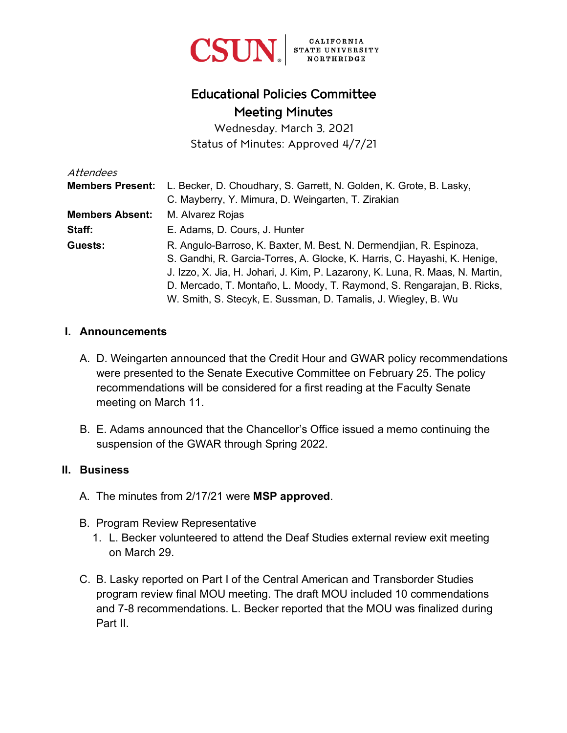CSUN | CALIFORNIA STATE UNIVERSITY NORTHRIDGE

# Educational Policies Committee
## Meeting Minutes

Wednesday, March 3, 2021
Status of Minutes: Approved 4/7/21

*Attendees*

**Members Present:** L. Becker, D. Choudhary, S. Garrett, N. Golden, K. Grote, B. Lasky, C. Mayberry, Y. Mimura, D. Weingarten, T. Zirakian

**Members Absent:** M. Alvarez Rojas

**Staff:** E. Adams, D. Cours, J. Hunter

**Guests:** R. Angulo-Barroso, K. Baxter, M. Best, N. Dermendjian, R. Espinoza, S. Gandhi, R. Garcia-Torres, A. Glocke, K. Harris, C. Hayashi, K. Henige, J. Izzo, X. Jia, H. Johari, J. Kim, P. Lazarony, K. Luna, R. Maas, N. Martin, D. Mercado, T. Montaño, L. Moody, T. Raymond, S. Rengarajan, B. Ricks, W. Smith, S. Stecyk, E. Sussman, D. Tamalis, J. Wiegley, B. Wu

### I. Announcements

A. D. Weingarten announced that the Credit Hour and GWAR policy recommendations were presented to the Senate Executive Committee on February 25. The policy recommendations will be considered for a first reading at the Faculty Senate meeting on March 11.

B. E. Adams announced that the Chancellor's Office issued a memo continuing the suspension of the GWAR through Spring 2022.

### II. Business

A. The minutes from 2/17/21 were **MSP approved**.

B. Program Review Representative
   1. L. Becker volunteered to attend the Deaf Studies external review exit meeting on March 29.

C. B. Lasky reported on Part I of the Central American and Transborder Studies program review final MOU meeting. The draft MOU included 10 commendations and 7-8 recommendations. L. Becker reported that the MOU was finalized during Part II.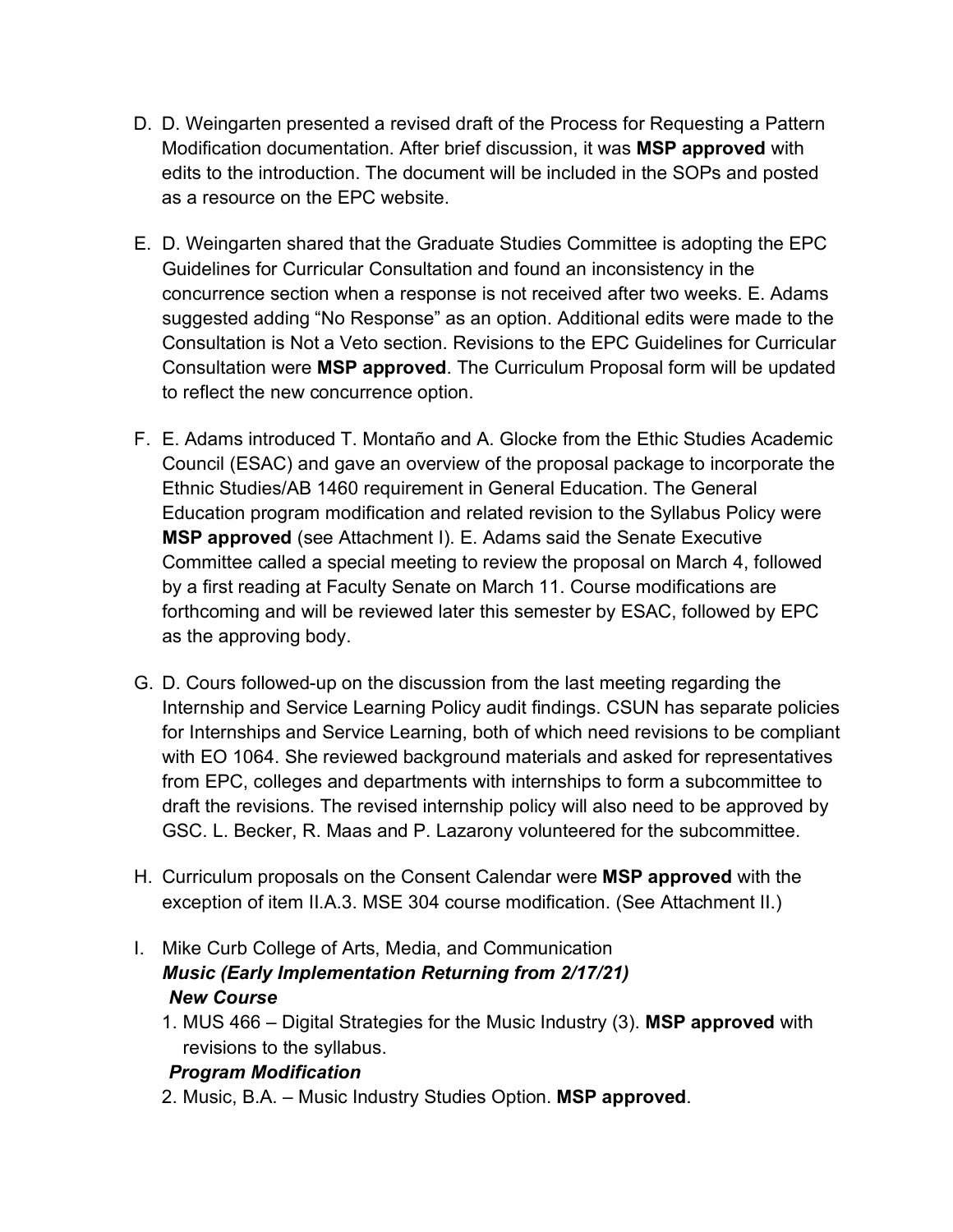D. D. Weingarten presented a revised draft of the Process for Requesting a Pattern Modification documentation. After brief discussion, it was **MSP approved** with edits to the introduction. The document will be included in the SOPs and posted as a resource on the EPC website.

E. D. Weingarten shared that the Graduate Studies Committee is adopting the EPC Guidelines for Curricular Consultation and found an inconsistency in the concurrence section when a response is not received after two weeks. E. Adams suggested adding "No Response" as an option. Additional edits were made to the Consultation is Not a Veto section. Revisions to the EPC Guidelines for Curricular Consultation were **MSP approved**. The Curriculum Proposal form will be updated to reflect the new concurrence option.

F. E. Adams introduced T. Montaño and A. Glocke from the Ethic Studies Academic Council (ESAC) and gave an overview of the proposal package to incorporate the Ethnic Studies/AB 1460 requirement in General Education. The General Education program modification and related revision to the Syllabus Policy were **MSP approved** (see Attachment I). E. Adams said the Senate Executive Committee called a special meeting to review the proposal on March 4, followed by a first reading at Faculty Senate on March 11. Course modifications are forthcoming and will be reviewed later this semester by ESAC, followed by EPC as the approving body.

G. D. Cours followed-up on the discussion from the last meeting regarding the Internship and Service Learning Policy audit findings. CSUN has separate policies for Internships and Service Learning, both of which need revisions to be compliant with EO 1064. She reviewed background materials and asked for representatives from EPC, colleges and departments with internships to form a subcommittee to draft the revisions. The revised internship policy will also need to be approved by GSC. L. Becker, R. Maas and P. Lazarony volunteered for the subcommittee.

H. Curriculum proposals on the Consent Calendar were **MSP approved** with the exception of item II.A.3. MSE 304 course modification. (See Attachment II.)

I. Mike Curb College of Arts, Media, and Communication
   ***Music (Early Implementation Returning from 2/17/21)***
   ***New Course***
   1. MUS 466 – Digital Strategies for the Music Industry (3). **MSP approved** with revisions to the syllabus.

   ***Program Modification***
   2. Music, B.A. – Music Industry Studies Option. **MSP approved**.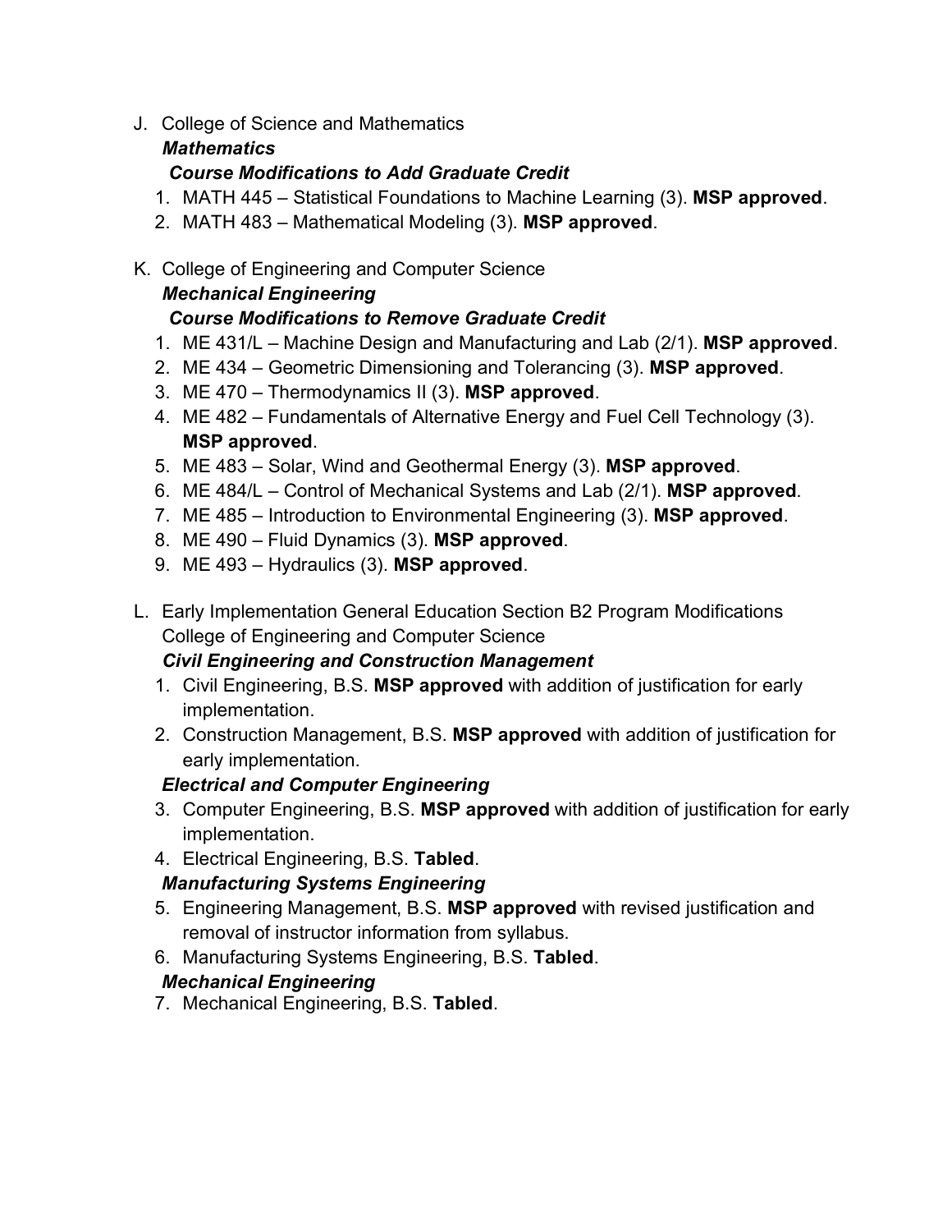J. College of Science and Mathematics

***Mathematics***

***Course Modifications to Add Graduate Credit***

1. MATH 445 – Statistical Foundations to Machine Learning (3). **MSP approved**.
2. MATH 483 – Mathematical Modeling (3). **MSP approved**.

K. College of Engineering and Computer Science

***Mechanical Engineering***

***Course Modifications to Remove Graduate Credit***

1. ME 431/L – Machine Design and Manufacturing and Lab (2/1). **MSP approved**.
2. ME 434 – Geometric Dimensioning and Tolerancing (3). **MSP approved**.
3. ME 470 – Thermodynamics II (3). **MSP approved**.
4. ME 482 – Fundamentals of Alternative Energy and Fuel Cell Technology (3). **MSP approved**.
5. ME 483 – Solar, Wind and Geothermal Energy (3). **MSP approved**.
6. ME 484/L – Control of Mechanical Systems and Lab (2/1). **MSP approved**.
7. ME 485 – Introduction to Environmental Engineering (3). **MSP approved**.
8. ME 490 – Fluid Dynamics (3). **MSP approved**.
9. ME 493 – Hydraulics (3). **MSP approved**.

L. Early Implementation General Education Section B2 Program Modifications
College of Engineering and Computer Science

***Civil Engineering and Construction Management***

1. Civil Engineering, B.S. **MSP approved** with addition of justification for early implementation.
2. Construction Management, B.S. **MSP approved** with addition of justification for early implementation.

***Electrical and Computer Engineering***

3. Computer Engineering, B.S. **MSP approved** with addition of justification for early implementation.
4. Electrical Engineering, B.S. **Tabled**.

***Manufacturing Systems Engineering***

5. Engineering Management, B.S. **MSP approved** with revised justification and removal of instructor information from syllabus.
6. Manufacturing Systems Engineering, B.S. **Tabled**.

***Mechanical Engineering***

7. Mechanical Engineering, B.S. **Tabled**.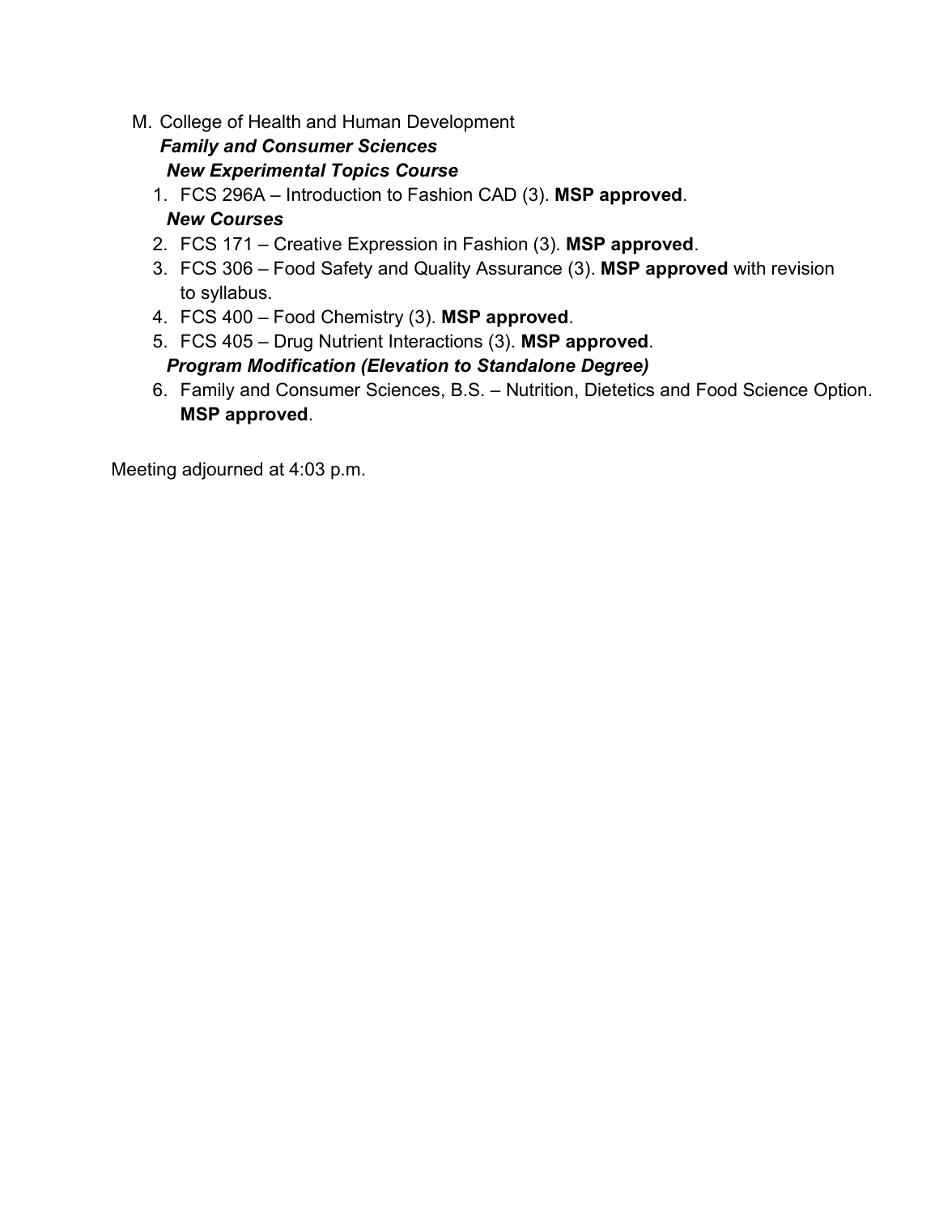M. College of Health and Human Development

***Family and Consumer Sciences***

***New Experimental Topics Course***

1. FCS 296A – Introduction to Fashion CAD (3). **MSP approved**.

***New Courses***

2. FCS 171 – Creative Expression in Fashion (3). **MSP approved**.
3. FCS 306 – Food Safety and Quality Assurance (3). **MSP approved** with revision to syllabus.
4. FCS 400 – Food Chemistry (3). **MSP approved**.
5. FCS 405 – Drug Nutrient Interactions (3). **MSP approved**.

***Program Modification (Elevation to Standalone Degree)***

6. Family and Consumer Sciences, B.S. – Nutrition, Dietetics and Food Science Option. **MSP approved**.

Meeting adjourned at 4:03 p.m.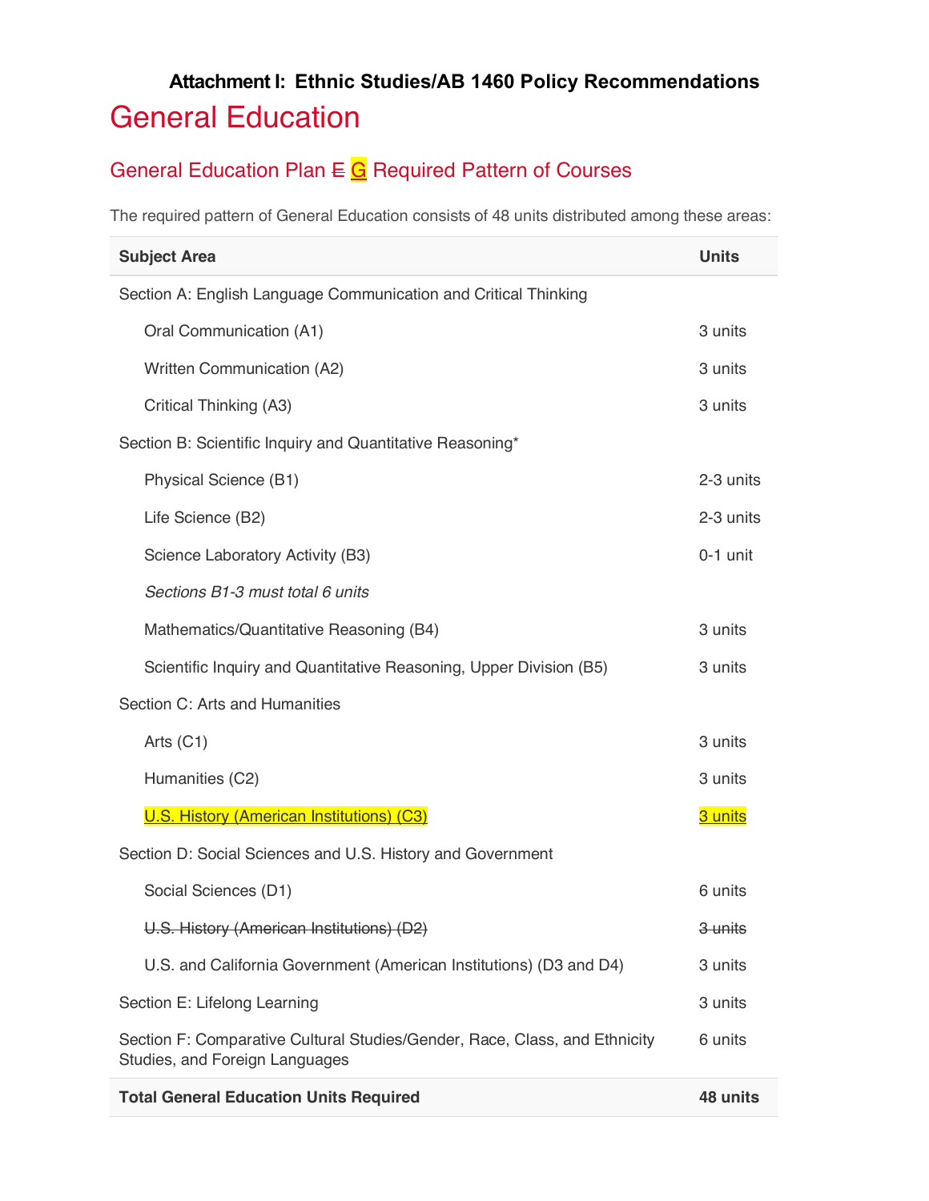**Attachment I: Ethnic Studies/AB 1460 Policy Recommendations**

# General Education

## General Education Plan ~~E~~ G Required Pattern of Courses

The required pattern of General Education consists of 48 units distributed among these areas:

| Subject Area | Units |
|---|---|
| Section A: English Language Communication and Critical Thinking | |
| Oral Communication (A1) | 3 units |
| Written Communication (A2) | 3 units |
| Critical Thinking (A3) | 3 units |
| Section B: Scientific Inquiry and Quantitative Reasoning* | |
| Physical Science (B1) | 2-3 units |
| Life Science (B2) | 2-3 units |
| Science Laboratory Activity (B3) | 0-1 unit |
| *Sections B1-3 must total 6 units* | |
| Mathematics/Quantitative Reasoning (B4) | 3 units |
| Scientific Inquiry and Quantitative Reasoning, Upper Division (B5) | 3 units |
| Section C: Arts and Humanities | |
| Arts (C1) | 3 units |
| Humanities (C2) | 3 units |
| U.S. History (American Institutions) (C3) | 3 units |
| Section D: Social Sciences and U.S. History and Government | |
| Social Sciences (D1) | 6 units |
| ~~U.S. History (American Institutions) (D2)~~ | ~~3 units~~ |
| U.S. and California Government (American Institutions) (D3 and D4) | 3 units |
| Section E: Lifelong Learning | 3 units |
| Section F: Comparative Cultural Studies/Gender, Race, Class, and Ethnicity Studies, and Foreign Languages | 6 units |
| **Total General Education Units Required** | **48 units** |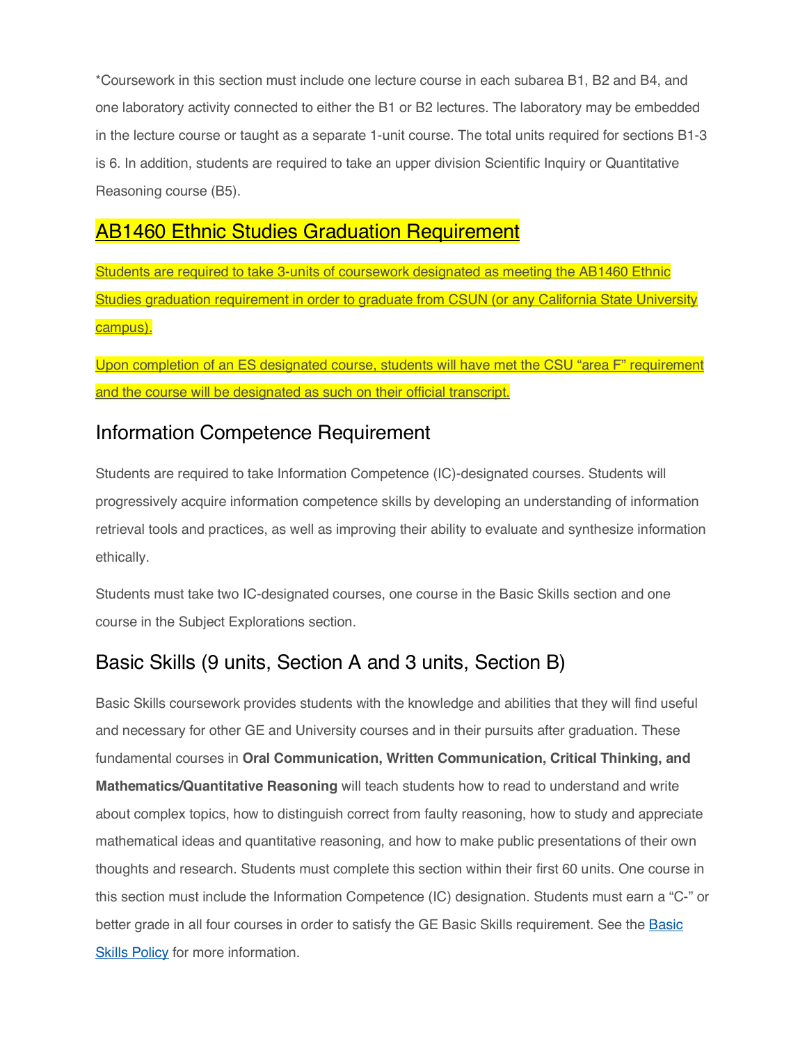*Coursework in this section must include one lecture course in each subarea B1, B2 and B4, and one laboratory activity connected to either the B1 or B2 lectures. The laboratory may be embedded in the lecture course or taught as a separate 1-unit course. The total units required for sections B1-3 is 6. In addition, students are required to take an upper division Scientific Inquiry or Quantitative Reasoning course (B5).

## AB1460 Ethnic Studies Graduation Requirement

Students are required to take 3-units of coursework designated as meeting the AB1460 Ethnic Studies graduation requirement in order to graduate from CSUN (or any California State University campus).

Upon completion of an ES designated course, students will have met the CSU "area F" requirement and the course will be designated as such on their official transcript.

## Information Competence Requirement

Students are required to take Information Competence (IC)-designated courses. Students will progressively acquire information competence skills by developing an understanding of information retrieval tools and practices, as well as improving their ability to evaluate and synthesize information ethically.

Students must take two IC-designated courses, one course in the Basic Skills section and one course in the Subject Explorations section.

## Basic Skills (9 units, Section A and 3 units, Section B)

Basic Skills coursework provides students with the knowledge and abilities that they will find useful and necessary for other GE and University courses and in their pursuits after graduation. These fundamental courses in **Oral Communication, Written Communication, Critical Thinking, and Mathematics/Quantitative Reasoning** will teach students how to read to understand and write about complex topics, how to distinguish correct from faulty reasoning, how to study and appreciate mathematical ideas and quantitative reasoning, and how to make public presentations of their own thoughts and research. Students must complete this section within their first 60 units. One course in this section must include the Information Competence (IC) designation. Students must earn a "C-" or better grade in all four courses in order to satisfy the GE Basic Skills requirement. See the Basic Skills Policy for more information.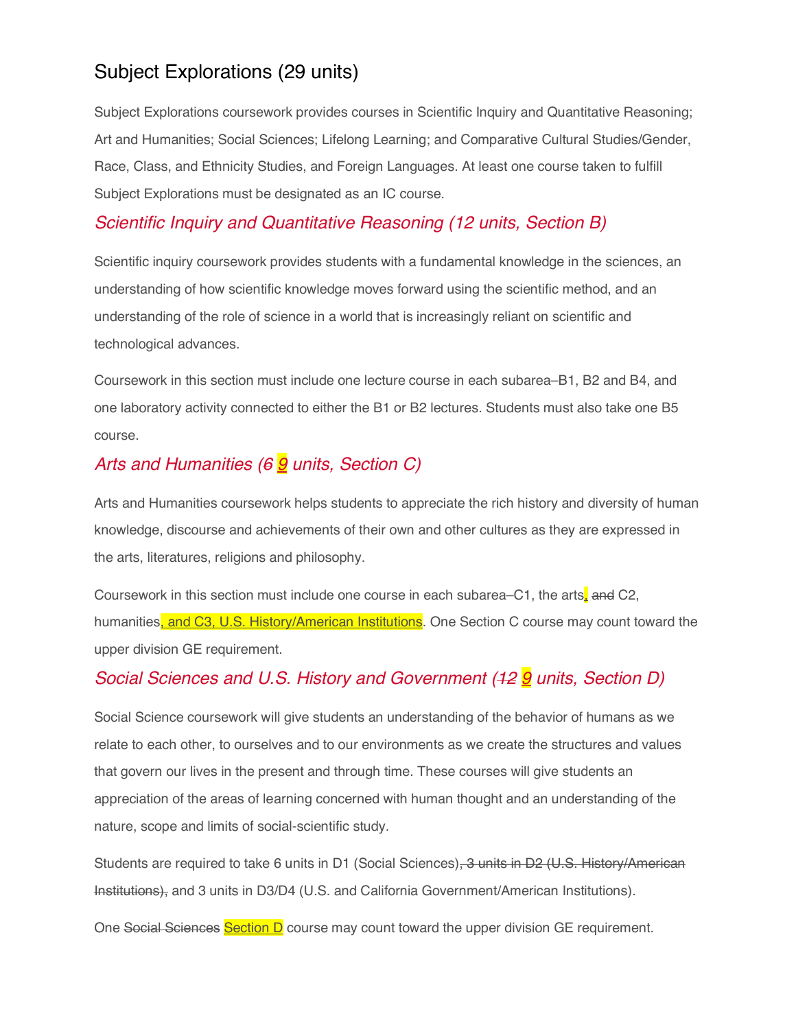# Subject Explorations (29 units)

Subject Explorations coursework provides courses in Scientific Inquiry and Quantitative Reasoning; Art and Humanities; Social Sciences; Lifelong Learning; and Comparative Cultural Studies/Gender, Race, Class, and Ethnicity Studies, and Foreign Languages. At least one course taken to fulfill Subject Explorations must be designated as an IC course.

## *Scientific Inquiry and Quantitative Reasoning (12 units, Section B)*

Scientific inquiry coursework provides students with a fundamental knowledge in the sciences, an understanding of how scientific knowledge moves forward using the scientific method, and an understanding of the role of science in a world that is increasingly reliant on scientific and technological advances.

Coursework in this section must include one lecture course in each subarea–B1, B2 and B4, and one laboratory activity connected to either the B1 or B2 lectures. Students must also take one B5 course.

## *Arts and Humanities (~~6~~ 9 units, Section C)*

Arts and Humanities coursework helps students to appreciate the rich history and diversity of human knowledge, discourse and achievements of their own and other cultures as they are expressed in the arts, literatures, religions and philosophy.

Coursework in this section must include one course in each subarea–C1, the arts, ~~and~~ C2, humanities, and C3, U.S. History/American Institutions. One Section C course may count toward the upper division GE requirement.

## *Social Sciences and U.S. History and Government (~~12~~ 9 units, Section D)*

Social Science coursework will give students an understanding of the behavior of humans as we relate to each other, to ourselves and to our environments as we create the structures and values that govern our lives in the present and through time. These courses will give students an appreciation of the areas of learning concerned with human thought and an understanding of the nature, scope and limits of social-scientific study.

Students are required to take 6 units in D1 (Social Sciences)~~, 3 units in D2 (U.S. History/American Institutions),~~ and 3 units in D3/D4 (U.S. and California Government/American Institutions).

One ~~Social Sciences~~ Section D course may count toward the upper division GE requirement.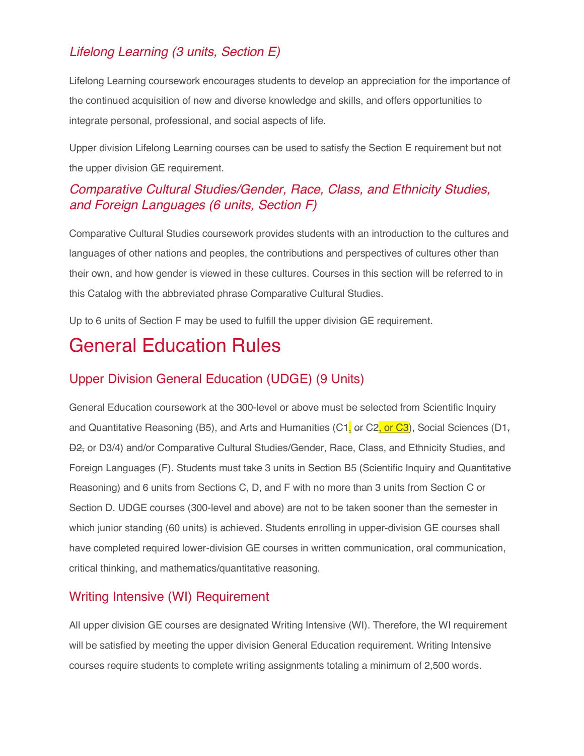### *Lifelong Learning (3 units, Section E)*

Lifelong Learning coursework encourages students to develop an appreciation for the importance of the continued acquisition of new and diverse knowledge and skills, and offers opportunities to integrate personal, professional, and social aspects of life.

Upper division Lifelong Learning courses can be used to satisfy the Section E requirement but not the upper division GE requirement.

### *Comparative Cultural Studies/Gender, Race, Class, and Ethnicity Studies, and Foreign Languages (6 units, Section F)*

Comparative Cultural Studies coursework provides students with an introduction to the cultures and languages of other nations and peoples, the contributions and perspectives of cultures other than their own, and how gender is viewed in these cultures. Courses in this section will be referred to in this Catalog with the abbreviated phrase Comparative Cultural Studies.

Up to 6 units of Section F may be used to fulfill the upper division GE requirement.

# General Education Rules

## Upper Division General Education (UDGE) (9 Units)

General Education coursework at the 300-level or above must be selected from Scientific Inquiry and Quantitative Reasoning (B5), and Arts and Humanities (C1, ~~or~~ C2, or C3), Social Sciences (D1~~,~~ ~~D2,~~ or D3/4) and/or Comparative Cultural Studies/Gender, Race, Class, and Ethnicity Studies, and Foreign Languages (F). Students must take 3 units in Section B5 (Scientific Inquiry and Quantitative Reasoning) and 6 units from Sections C, D, and F with no more than 3 units from Section C or Section D. UDGE courses (300-level and above) are not to be taken sooner than the semester in which junior standing (60 units) is achieved. Students enrolling in upper-division GE courses shall have completed required lower-division GE courses in written communication, oral communication, critical thinking, and mathematics/quantitative reasoning.

## Writing Intensive (WI) Requirement

All upper division GE courses are designated Writing Intensive (WI). Therefore, the WI requirement will be satisfied by meeting the upper division General Education requirement. Writing Intensive courses require students to complete writing assignments totaling a minimum of 2,500 words.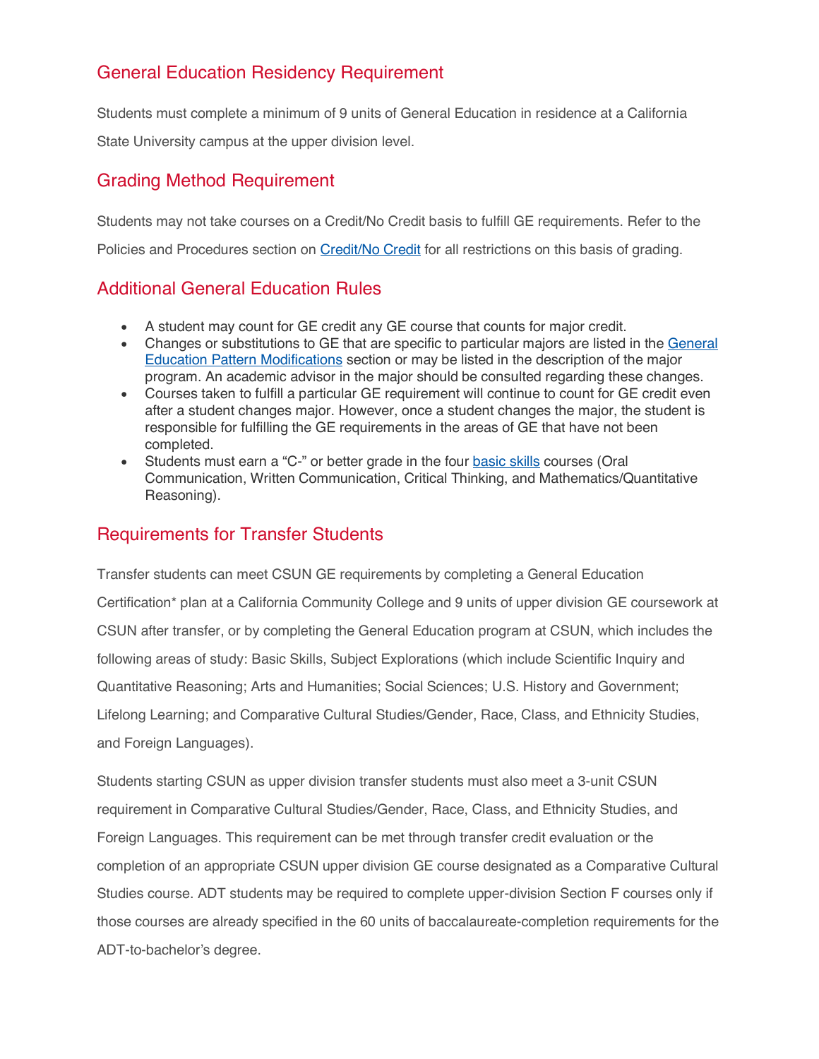## General Education Residency Requirement

Students must complete a minimum of 9 units of General Education in residence at a California State University campus at the upper division level.

## Grading Method Requirement

Students may not take courses on a Credit/No Credit basis to fulfill GE requirements. Refer to the Policies and Procedures section on Credit/No Credit for all restrictions on this basis of grading.

## Additional General Education Rules

- A student may count for GE credit any GE course that counts for major credit.
- Changes or substitutions to GE that are specific to particular majors are listed in the General Education Pattern Modifications section or may be listed in the description of the major program. An academic advisor in the major should be consulted regarding these changes.
- Courses taken to fulfill a particular GE requirement will continue to count for GE credit even after a student changes major. However, once a student changes the major, the student is responsible for fulfilling the GE requirements in the areas of GE that have not been completed.
- Students must earn a "C-" or better grade in the four basic skills courses (Oral Communication, Written Communication, Critical Thinking, and Mathematics/Quantitative Reasoning).

## Requirements for Transfer Students

Transfer students can meet CSUN GE requirements by completing a General Education Certification* plan at a California Community College and 9 units of upper division GE coursework at CSUN after transfer, or by completing the General Education program at CSUN, which includes the following areas of study: Basic Skills, Subject Explorations (which include Scientific Inquiry and Quantitative Reasoning; Arts and Humanities; Social Sciences; U.S. History and Government; Lifelong Learning; and Comparative Cultural Studies/Gender, Race, Class, and Ethnicity Studies, and Foreign Languages).

Students starting CSUN as upper division transfer students must also meet a 3-unit CSUN requirement in Comparative Cultural Studies/Gender, Race, Class, and Ethnicity Studies, and Foreign Languages. This requirement can be met through transfer credit evaluation or the completion of an appropriate CSUN upper division GE course designated as a Comparative Cultural Studies course. ADT students may be required to complete upper-division Section F courses only if those courses are already specified in the 60 units of baccalaureate-completion requirements for the ADT-to-bachelor's degree.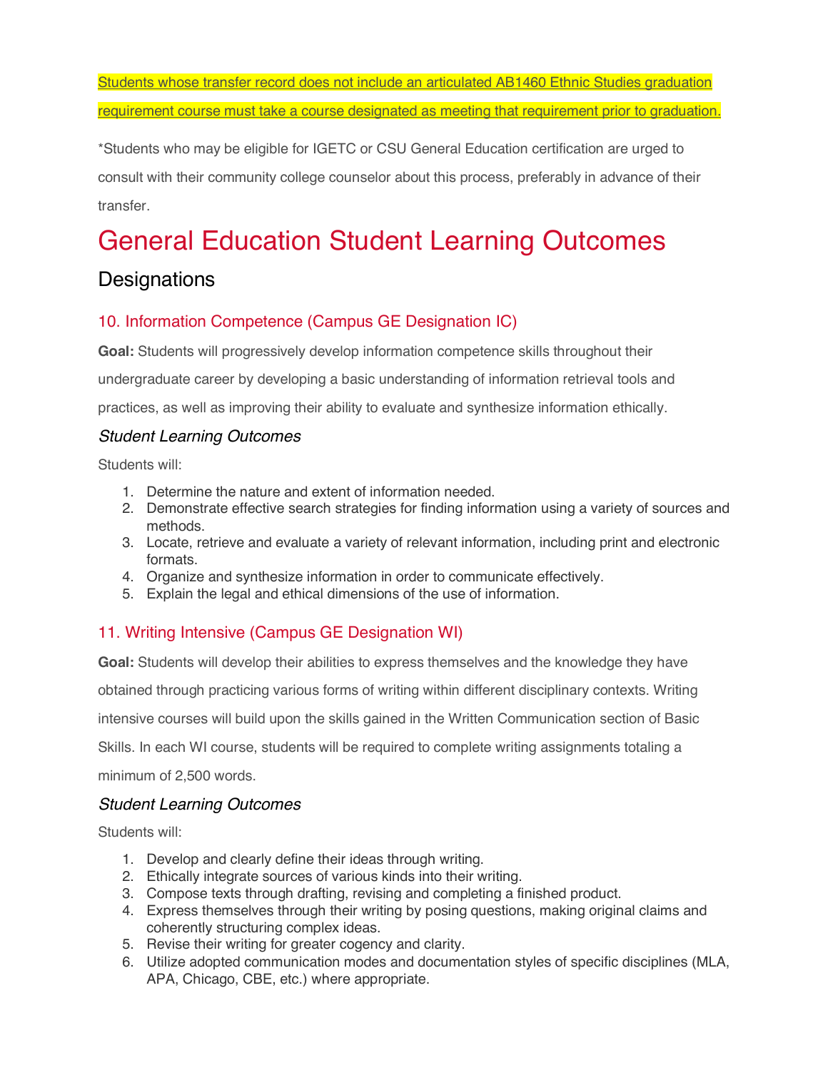Students whose transfer record does not include an articulated AB1460 Ethnic Studies graduation requirement course must take a course designated as meeting that requirement prior to graduation.

*Students who may be eligible for IGETC or CSU General Education certification are urged to consult with their community college counselor about this process, preferably in advance of their transfer.

# General Education Student Learning Outcomes

## Designations

### 10. Information Competence (Campus GE Designation IC)

**Goal:** Students will progressively develop information competence skills throughout their undergraduate career by developing a basic understanding of information retrieval tools and practices, as well as improving their ability to evaluate and synthesize information ethically.

#### *Student Learning Outcomes*

Students will:

1. Determine the nature and extent of information needed.
2. Demonstrate effective search strategies for finding information using a variety of sources and methods.
3. Locate, retrieve and evaluate a variety of relevant information, including print and electronic formats.
4. Organize and synthesize information in order to communicate effectively.
5. Explain the legal and ethical dimensions of the use of information.

### 11. Writing Intensive (Campus GE Designation WI)

**Goal:** Students will develop their abilities to express themselves and the knowledge they have obtained through practicing various forms of writing within different disciplinary contexts. Writing intensive courses will build upon the skills gained in the Written Communication section of Basic Skills. In each WI course, students will be required to complete writing assignments totaling a minimum of 2,500 words.

#### *Student Learning Outcomes*

Students will:

1. Develop and clearly define their ideas through writing.
2. Ethically integrate sources of various kinds into their writing.
3. Compose texts through drafting, revising and completing a finished product.
4. Express themselves through their writing by posing questions, making original claims and coherently structuring complex ideas.
5. Revise their writing for greater cogency and clarity.
6. Utilize adopted communication modes and documentation styles of specific disciplines (MLA, APA, Chicago, CBE, etc.) where appropriate.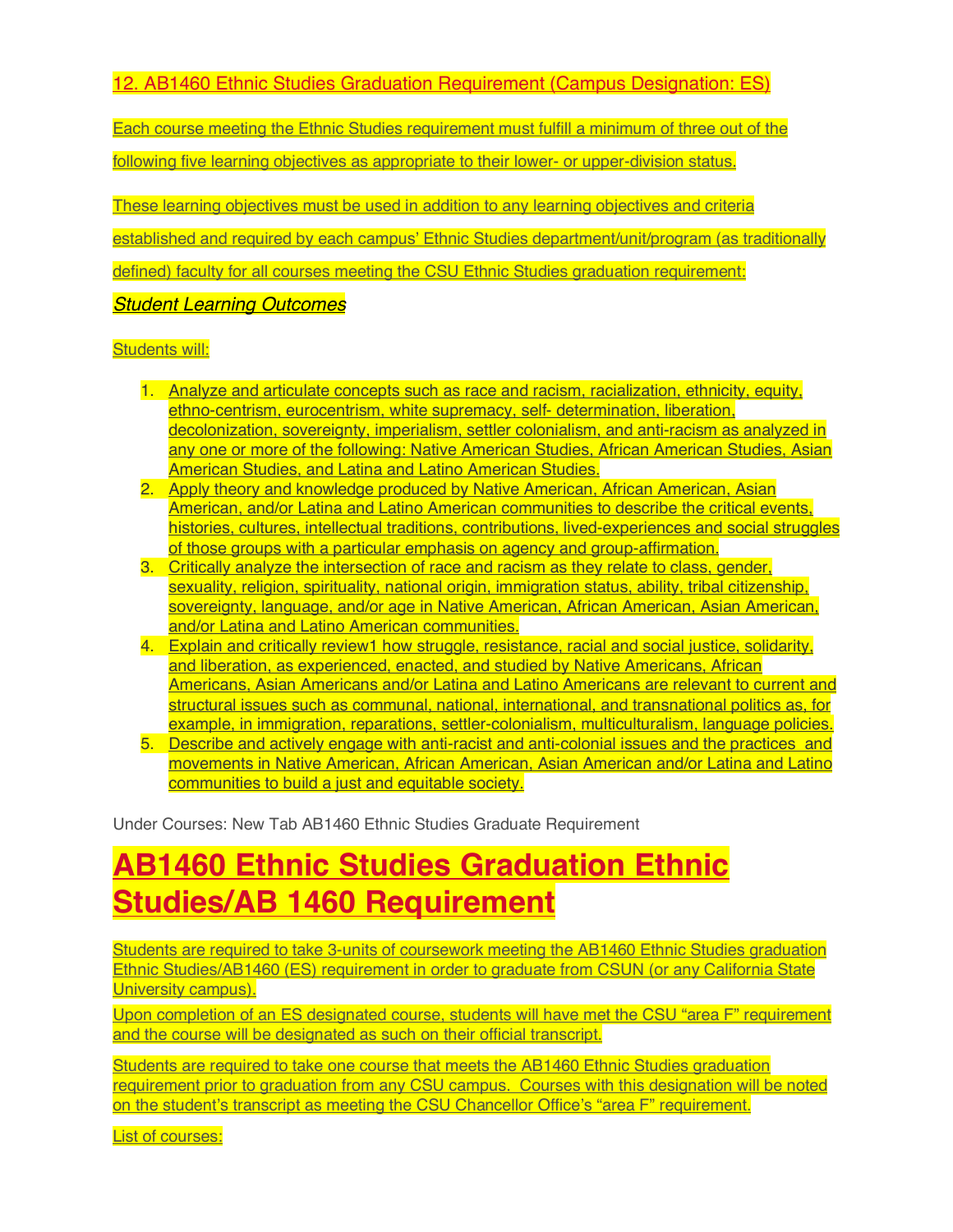## 12. AB1460 Ethnic Studies Graduation Requirement (Campus Designation: ES)

Each course meeting the Ethnic Studies requirement must fulfill a minimum of three out of the following five learning objectives as appropriate to their lower- or upper-division status.

These learning objectives must be used in addition to any learning objectives and criteria established and required by each campus' Ethnic Studies department/unit/program (as traditionally defined) faculty for all courses meeting the CSU Ethnic Studies graduation requirement:

*Student Learning Outcomes*

Students will:

1. Analyze and articulate concepts such as race and racism, racialization, ethnicity, equity, ethno-centrism, eurocentrism, white supremacy, self- determination, liberation, decolonization, sovereignty, imperialism, settler colonialism, and anti-racism as analyzed in any one or more of the following: Native American Studies, African American Studies, Asian American Studies, and Latina and Latino American Studies.
2. Apply theory and knowledge produced by Native American, African American, Asian American, and/or Latina and Latino American communities to describe the critical events, histories, cultures, intellectual traditions, contributions, lived-experiences and social struggles of those groups with a particular emphasis on agency and group-affirmation.
3. Critically analyze the intersection of race and racism as they relate to class, gender, sexuality, religion, spirituality, national origin, immigration status, ability, tribal citizenship, sovereignty, language, and/or age in Native American, African American, Asian American, and/or Latina and Latino American communities.
4. Explain and critically review1 how struggle, resistance, racial and social justice, solidarity, and liberation, as experienced, enacted, and studied by Native Americans, African Americans, Asian Americans and/or Latina and Latino Americans are relevant to current and structural issues such as communal, national, international, and transnational politics as, for example, in immigration, reparations, settler-colonialism, multiculturalism, language policies.
5. Describe and actively engage with anti-racist and anti-colonial issues and the practices and movements in Native American, African American, Asian American and/or Latina and Latino communities to build a just and equitable society.

Under Courses: New Tab AB1460 Ethnic Studies Graduate Requirement

# AB1460 Ethnic Studies Graduation Ethnic Studies/AB 1460 Requirement

Students are required to take 3-units of coursework meeting the AB1460 Ethnic Studies graduation Ethnic Studies/AB1460 (ES) requirement in order to graduate from CSUN (or any California State University campus).

Upon completion of an ES designated course, students will have met the CSU "area F" requirement and the course will be designated as such on their official transcript.

Students are required to take one course that meets the AB1460 Ethnic Studies graduation requirement prior to graduation from any CSU campus. Courses with this designation will be noted on the student's transcript as meeting the CSU Chancellor Office's "area F" requirement.

List of courses: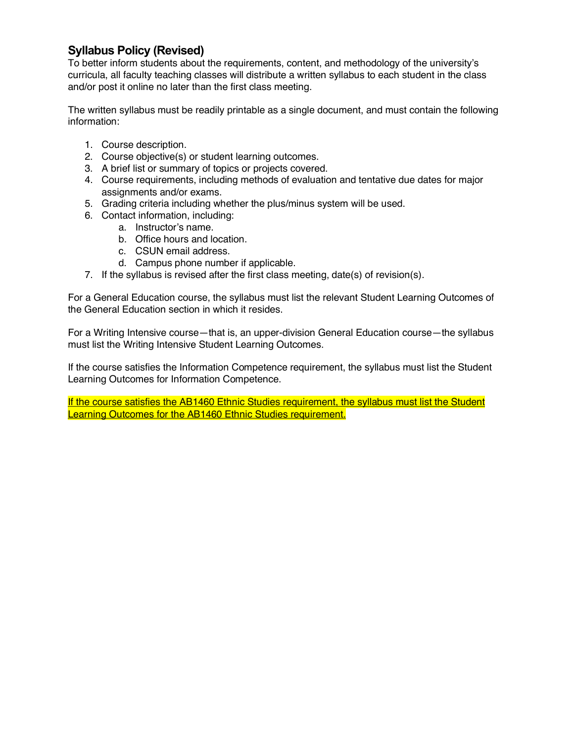## Syllabus Policy (Revised)

To better inform students about the requirements, content, and methodology of the university's curricula, all faculty teaching classes will distribute a written syllabus to each student in the class and/or post it online no later than the first class meeting.

The written syllabus must be readily printable as a single document, and must contain the following information:

1. Course description.
2. Course objective(s) or student learning outcomes.
3. A brief list or summary of topics or projects covered.
4. Course requirements, including methods of evaluation and tentative due dates for major assignments and/or exams.
5. Grading criteria including whether the plus/minus system will be used.
6. Contact information, including:
   a. Instructor's name.
   b. Office hours and location.
   c. CSUN email address.
   d. Campus phone number if applicable.
7. If the syllabus is revised after the first class meeting, date(s) of revision(s).

For a General Education course, the syllabus must list the relevant Student Learning Outcomes of the General Education section in which it resides.

For a Writing Intensive course—that is, an upper-division General Education course—the syllabus must list the Writing Intensive Student Learning Outcomes.

If the course satisfies the Information Competence requirement, the syllabus must list the Student Learning Outcomes for Information Competence.

<u>If the course satisfies the AB1460 Ethnic Studies requirement, the syllabus must list the Student Learning Outcomes for the AB1460 Ethnic Studies requirement.</u>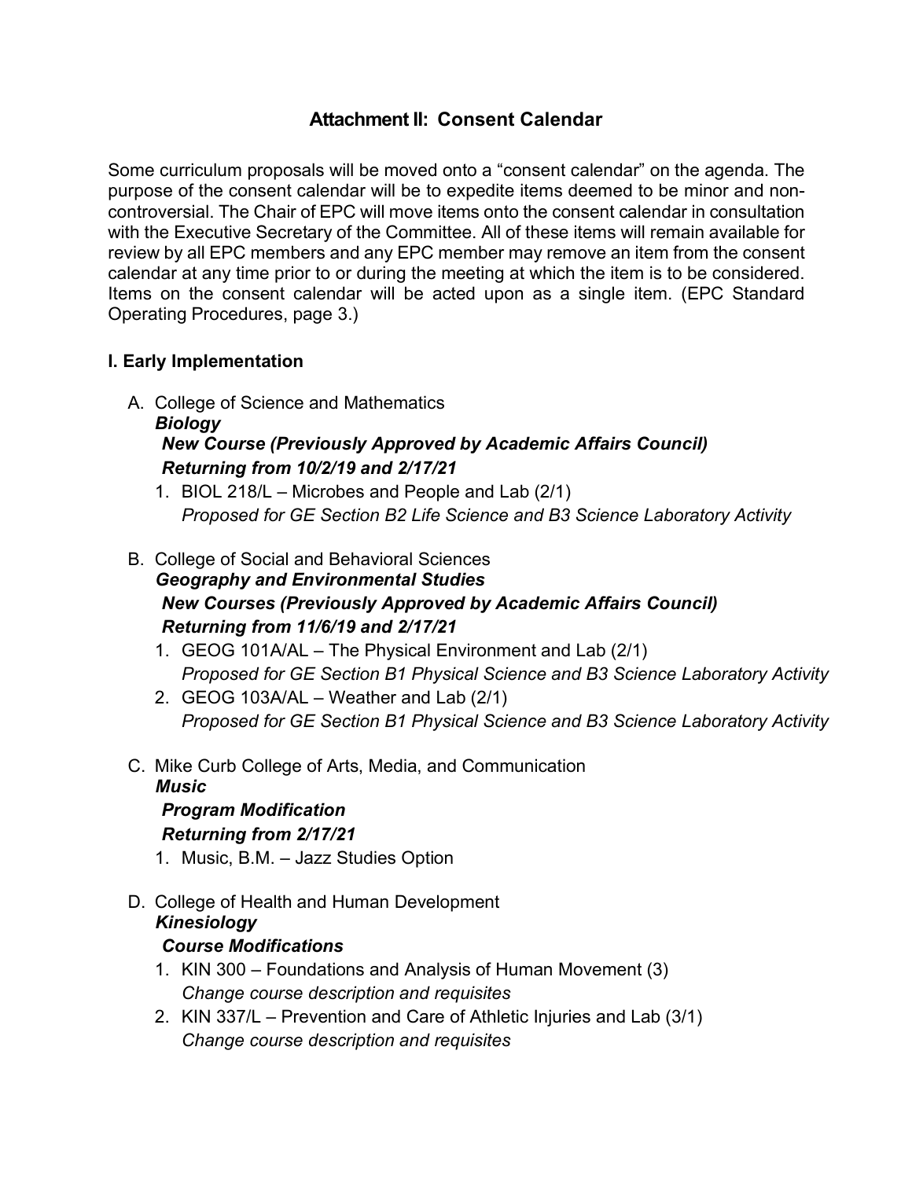# Attachment II: Consent Calendar

Some curriculum proposals will be moved onto a "consent calendar" on the agenda. The purpose of the consent calendar will be to expedite items deemed to be minor and non-controversial. The Chair of EPC will move items onto the consent calendar in consultation with the Executive Secretary of the Committee. All of these items will remain available for review by all EPC members and any EPC member may remove an item from the consent calendar at any time prior to or during the meeting at which the item is to be considered. Items on the consent calendar will be acted upon as a single item. (EPC Standard Operating Procedures, page 3.)

## I. Early Implementation

A. College of Science and Mathematics
***Biology***
***New Course (Previously Approved by Academic Affairs Council)***
***Returning from 10/2/19 and 2/17/21***
1. BIOL 218/L – Microbes and People and Lab (2/1)
*Proposed for GE Section B2 Life Science and B3 Science Laboratory Activity*

B. College of Social and Behavioral Sciences
***Geography and Environmental Studies***
***New Courses (Previously Approved by Academic Affairs Council)***
***Returning from 11/6/19 and 2/17/21***
1. GEOG 101A/AL – The Physical Environment and Lab (2/1)
*Proposed for GE Section B1 Physical Science and B3 Science Laboratory Activity*
2. GEOG 103A/AL – Weather and Lab (2/1)
*Proposed for GE Section B1 Physical Science and B3 Science Laboratory Activity*

C. Mike Curb College of Arts, Media, and Communication
***Music***
***Program Modification***
***Returning from 2/17/21***
1. Music, B.M. – Jazz Studies Option

D. College of Health and Human Development
***Kinesiology***
***Course Modifications***
1. KIN 300 – Foundations and Analysis of Human Movement (3)
*Change course description and requisites*
2. KIN 337/L – Prevention and Care of Athletic Injuries and Lab (3/1)
*Change course description and requisites*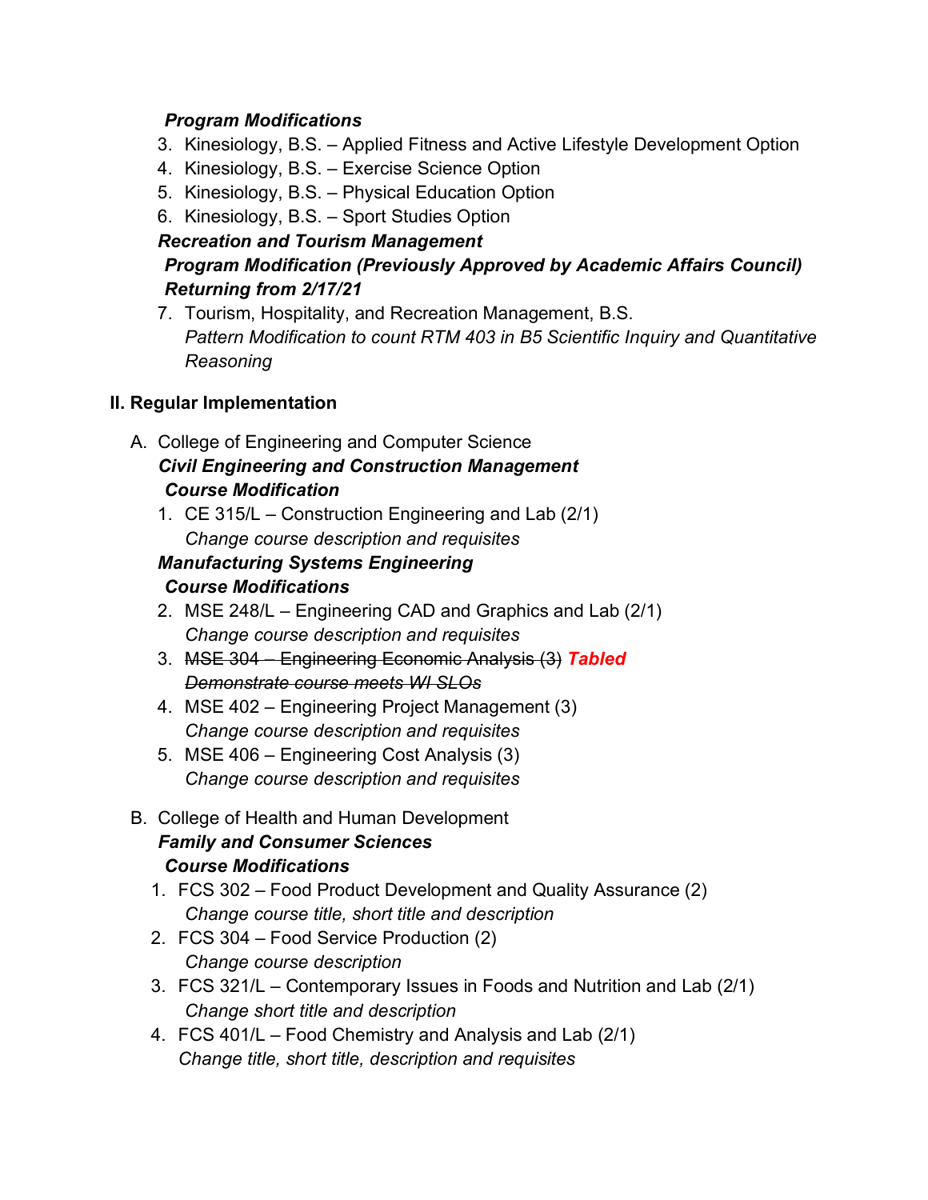***Program Modifications***

3. Kinesiology, B.S. – Applied Fitness and Active Lifestyle Development Option
4. Kinesiology, B.S. – Exercise Science Option
5. Kinesiology, B.S. – Physical Education Option
6. Kinesiology, B.S. – Sport Studies Option

***Recreation and Tourism Management***

***Program Modification (Previously Approved by Academic Affairs Council) Returning from 2/17/21***

7. Tourism, Hospitality, and Recreation Management, B.S.
   *Pattern Modification to count RTM 403 in B5 Scientific Inquiry and Quantitative Reasoning*

## II. Regular Implementation

A. College of Engineering and Computer Science

***Civil Engineering and Construction Management***

***Course Modification***

1. CE 315/L – Construction Engineering and Lab (2/1)
   *Change course description and requisites*

***Manufacturing Systems Engineering***

***Course Modifications***

2. MSE 248/L – Engineering CAD and Graphics and Lab (2/1)
   *Change course description and requisites*
3. ~~MSE 304 – Engineering Economic Analysis (3)~~ ***Tabled***
   ~~*Demonstrate course meets WI SLOs*~~
4. MSE 402 – Engineering Project Management (3)
   *Change course description and requisites*
5. MSE 406 – Engineering Cost Analysis (3)
   *Change course description and requisites*

B. College of Health and Human Development

***Family and Consumer Sciences***

***Course Modifications***

1. FCS 302 – Food Product Development and Quality Assurance (2)
   *Change course title, short title and description*
2. FCS 304 – Food Service Production (2)
   *Change course description*
3. FCS 321/L – Contemporary Issues in Foods and Nutrition and Lab (2/1)
   *Change short title and description*
4. FCS 401/L – Food Chemistry and Analysis and Lab (2/1)
   *Change title, short title, description and requisites*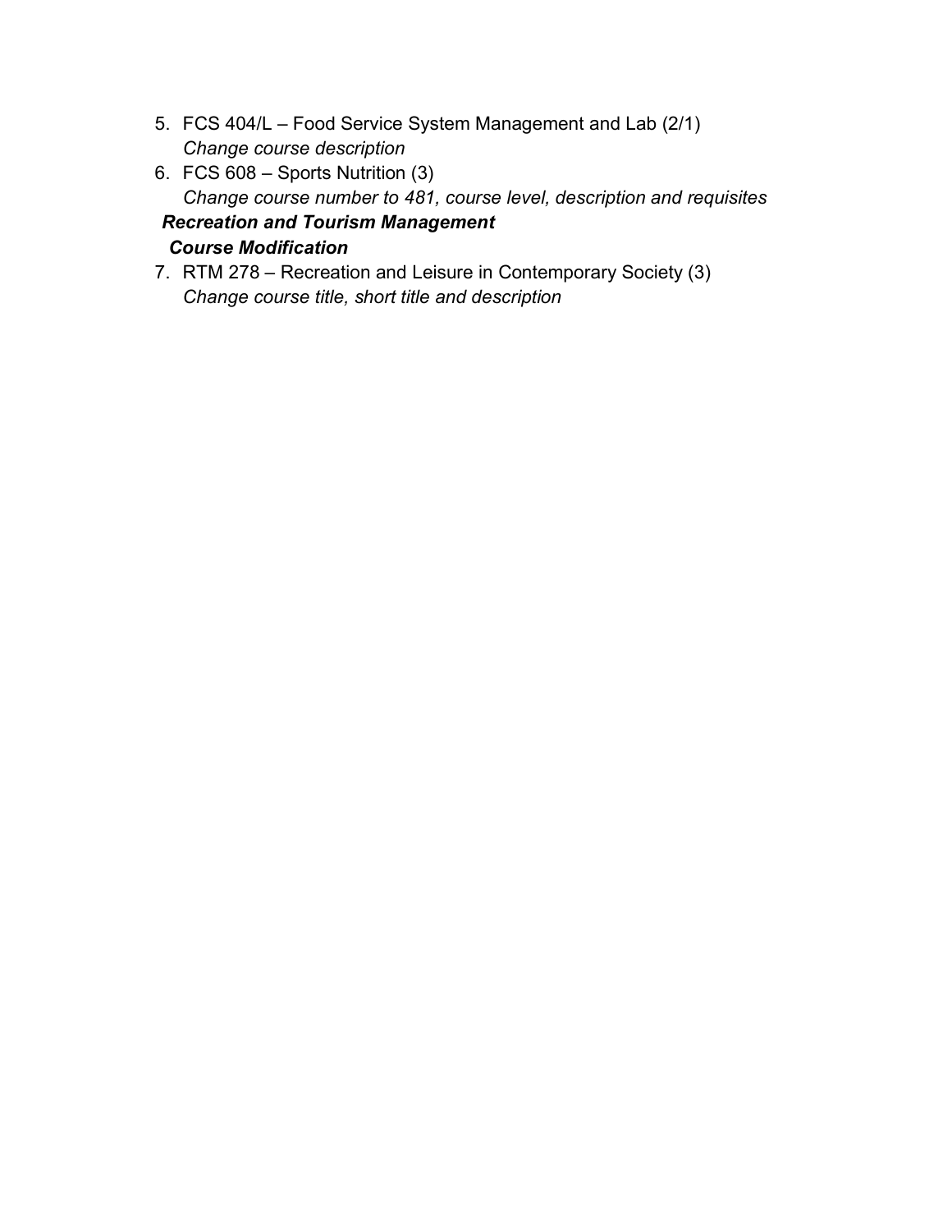5. FCS 404/L – Food Service System Management and Lab (2/1)
   *Change course description*
6. FCS 608 – Sports Nutrition (3)
   *Change course number to 481, course level, description and requisites*

***Recreation and Tourism Management***

***Course Modification***

7. RTM 278 – Recreation and Leisure in Contemporary Society (3)
   *Change course title, short title and description*